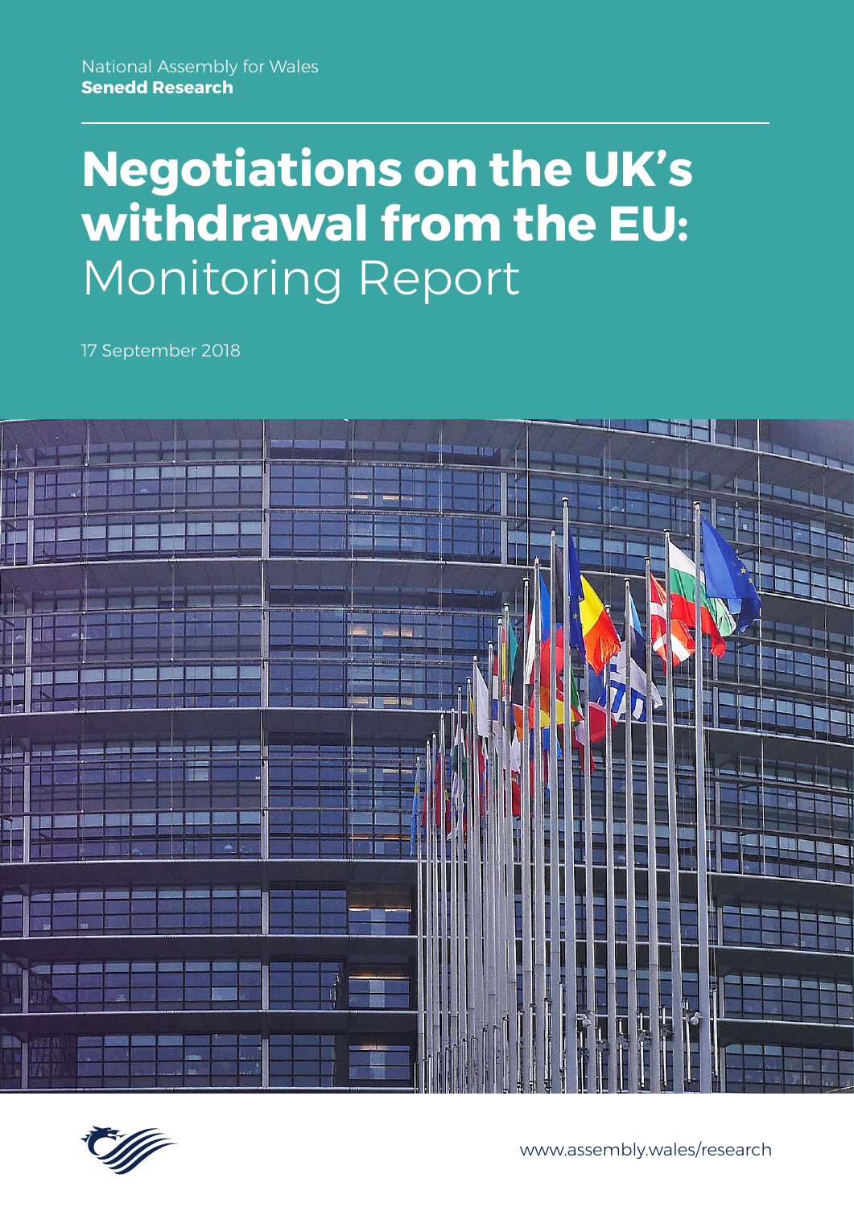National Assembly for Wales
**Senedd Research**

# **Negotiations on the UK's withdrawal from the EU:** Monitoring Report

17 September 2018

www.assembly.wales/research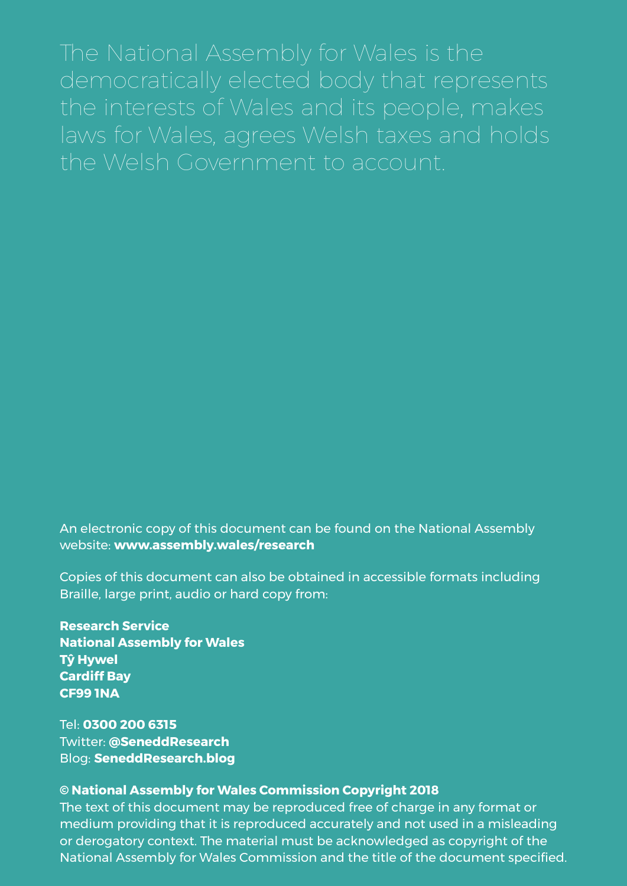The National Assembly for Wales is the democratically elected body that represents the interests of Wales and its people, makes laws for Wales, agrees Welsh taxes and holds the Welsh Government to account.

An electronic copy of this document can be found on the National Assembly website: **www.assembly.wales/research**

Copies of this document can also be obtained in accessible formats including Braille, large print, audio or hard copy from:

**Research Service**
**National Assembly for Wales**
**Tŷ Hywel**
**Cardiff Bay**
**CF99 1NA**

Tel: **0300 200 6315**
Twitter: **@SeneddResearch**
Blog: **SeneddResearch.blog**

**© National Assembly for Wales Commission Copyright 2018**
The text of this document may be reproduced free of charge in any format or medium providing that it is reproduced accurately and not used in a misleading or derogatory context. The material must be acknowledged as copyright of the National Assembly for Wales Commission and the title of the document specified.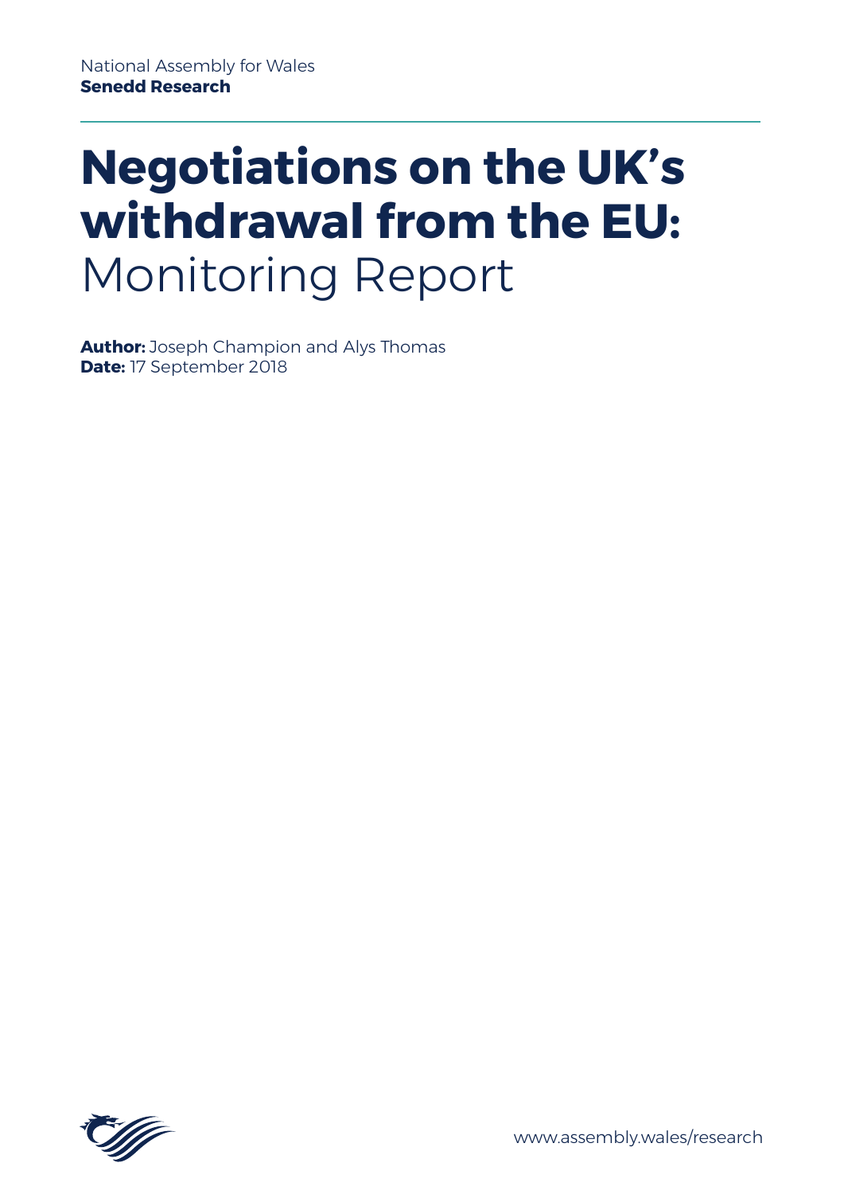National Assembly for Wales
**Senedd Research**

# Negotiations on the UK's withdrawal from the EU: Monitoring Report

**Author:** Joseph Champion and Alys Thomas
**Date:** 17 September 2018

www.assembly.wales/research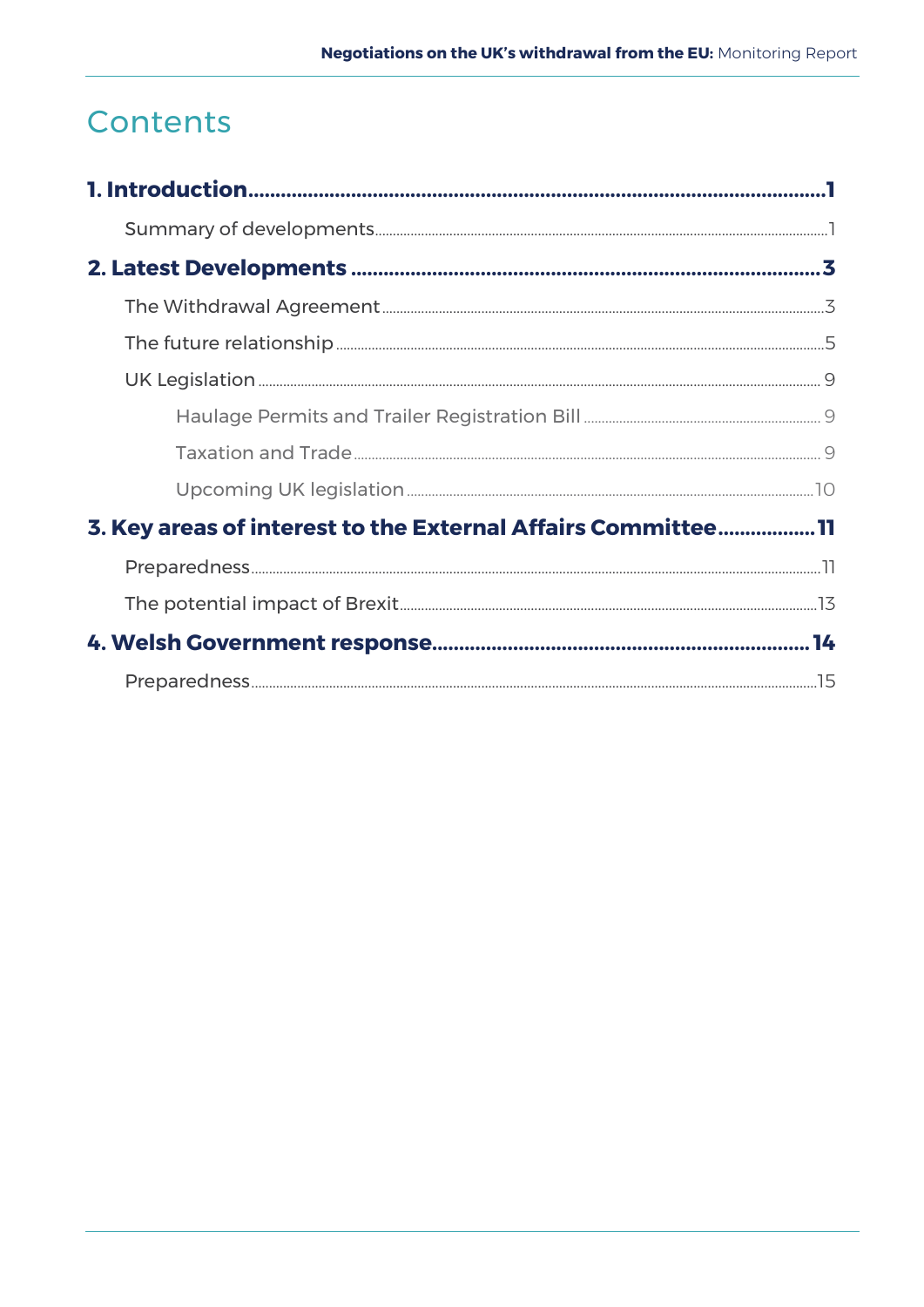# Contents

**1. Introduction** ..... **1**

Summary of developments ..... 1

**2. Latest Developments** ..... **3**

The Withdrawal Agreement ..... 3

The future relationship ..... 5

UK Legislation ..... 9

Haulage Permits and Trailer Registration Bill ..... 9

Taxation and Trade ..... 9

Upcoming UK legislation ..... 10

**3. Key areas of interest to the External Affairs Committee** ..... **11**

Preparedness ..... 11

The potential impact of Brexit ..... 13

**4. Welsh Government response** ..... **14**

Preparedness ..... 15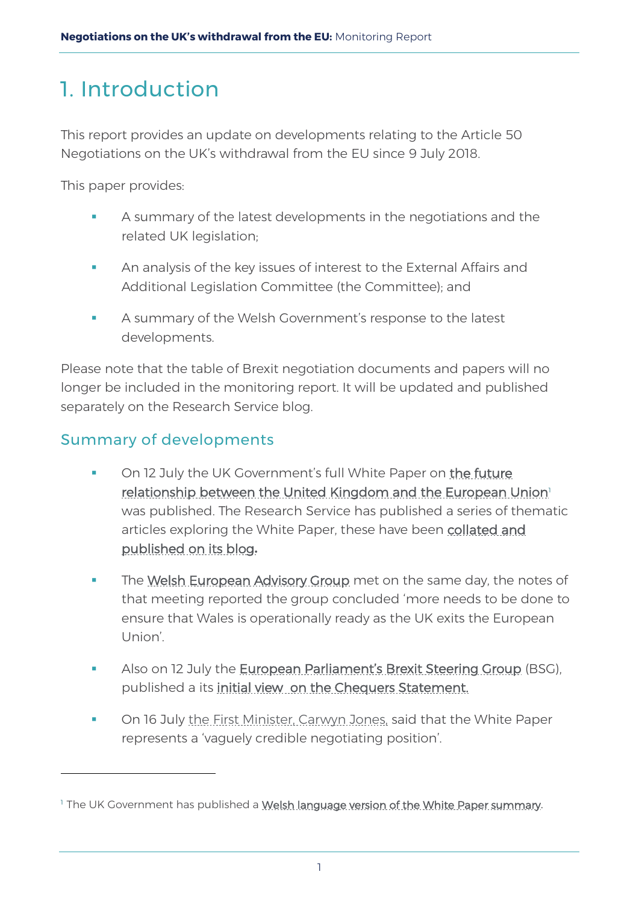# 1. Introduction

This report provides an update on developments relating to the Article 50 Negotiations on the UK's withdrawal from the EU since 9 July 2018.

This paper provides:

- A summary of the latest developments in the negotiations and the related UK legislation;
- An analysis of the key issues of interest to the External Affairs and Additional Legislation Committee (the Committee); and
- A summary of the Welsh Government's response to the latest developments.

Please note that the table of Brexit negotiation documents and papers will no longer be included in the monitoring report. It will be updated and published separately on the Research Service blog.

## Summary of developments

- On 12 July the UK Government's full White Paper on the future relationship between the United Kingdom and the European Union[1] was published. The Research Service has published a series of thematic articles exploring the White Paper, these have been collated and published on its blog.
- The Welsh European Advisory Group met on the same day, the notes of that meeting reported the group concluded 'more needs to be done to ensure that Wales is operationally ready as the UK exits the European Union'.
- Also on 12 July the European Parliament's Brexit Steering Group (BSG), published a its initial view on the Chequers Statement.
- On 16 July the First Minister, Carwyn Jones, said that the White Paper represents a 'vaguely credible negotiating position'.

[1] The UK Government has published a Welsh language version of the White Paper summary.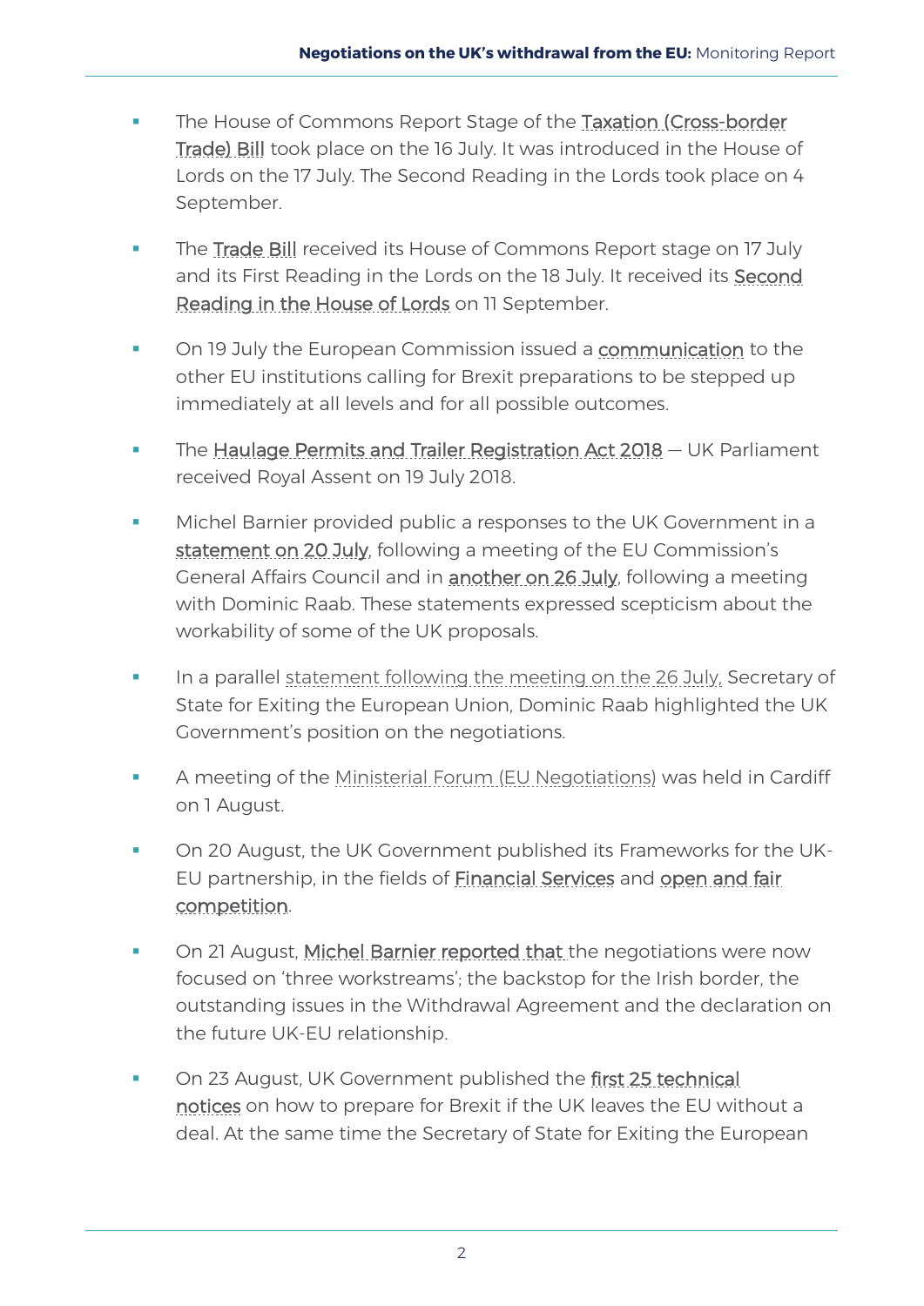- The House of Commons Report Stage of the Taxation (Cross-border Trade) Bill took place on the 16 July. It was introduced in the House of Lords on the 17 July. The Second Reading in the Lords took place on 4 September.
- The Trade Bill received its House of Commons Report stage on 17 July and its First Reading in the Lords on the 18 July. It received its Second Reading in the House of Lords on 11 September.
- On 19 July the European Commission issued a communication to the other EU institutions calling for Brexit preparations to be stepped up immediately at all levels and for all possible outcomes.
- The Haulage Permits and Trailer Registration Act 2018 — UK Parliament received Royal Assent on 19 July 2018.
- Michel Barnier provided public a responses to the UK Government in a statement on 20 July, following a meeting of the EU Commission's General Affairs Council and in another on 26 July, following a meeting with Dominic Raab. These statements expressed scepticism about the workability of some of the UK proposals.
- In a parallel statement following the meeting on the 26 July, Secretary of State for Exiting the European Union, Dominic Raab highlighted the UK Government's position on the negotiations.
- A meeting of the Ministerial Forum (EU Negotiations) was held in Cardiff on 1 August.
- On 20 August, the UK Government published its Frameworks for the UK-EU partnership, in the fields of Financial Services and open and fair competition.
- On 21 August, Michel Barnier reported that the negotiations were now focused on 'three workstreams'; the backstop for the Irish border, the outstanding issues in the Withdrawal Agreement and the declaration on the future UK-EU relationship.
- On 23 August, UK Government published the first 25 technical notices on how to prepare for Brexit if the UK leaves the EU without a deal. At the same time the Secretary of State for Exiting the European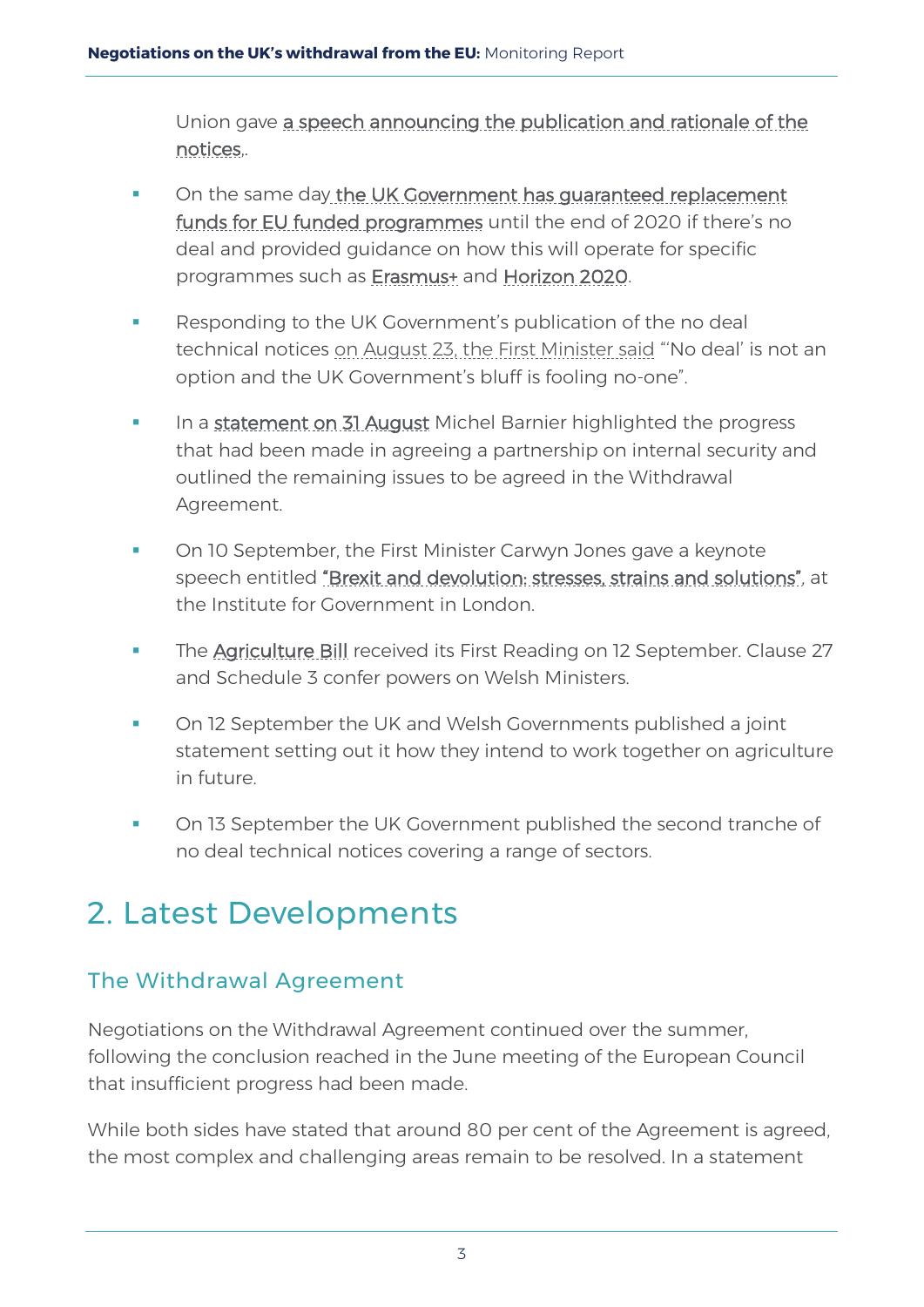Union gave a speech announcing the publication and rationale of the notices..

- On the same day the UK Government has guaranteed replacement funds for EU funded programmes until the end of 2020 if there's no deal and provided guidance on how this will operate for specific programmes such as Erasmus+ and Horizon 2020.
- Responding to the UK Government's publication of the no deal technical notices on August 23, the First Minister said "'No deal' is not an option and the UK Government's bluff is fooling no-one".
- In a statement on 31 August Michel Barnier highlighted the progress that had been made in agreeing a partnership on internal security and outlined the remaining issues to be agreed in the Withdrawal Agreement.
- On 10 September, the First Minister Carwyn Jones gave a keynote speech entitled "Brexit and devolution: stresses, strains and solutions", at the Institute for Government in London.
- The Agriculture Bill received its First Reading on 12 September. Clause 27 and Schedule 3 confer powers on Welsh Ministers.
- On 12 September the UK and Welsh Governments published a joint statement setting out it how they intend to work together on agriculture in future.
- On 13 September the UK Government published the second tranche of no deal technical notices covering a range of sectors.

## 2. Latest Developments

### The Withdrawal Agreement

Negotiations on the Withdrawal Agreement continued over the summer, following the conclusion reached in the June meeting of the European Council that insufficient progress had been made.

While both sides have stated that around 80 per cent of the Agreement is agreed, the most complex and challenging areas remain to be resolved. In a statement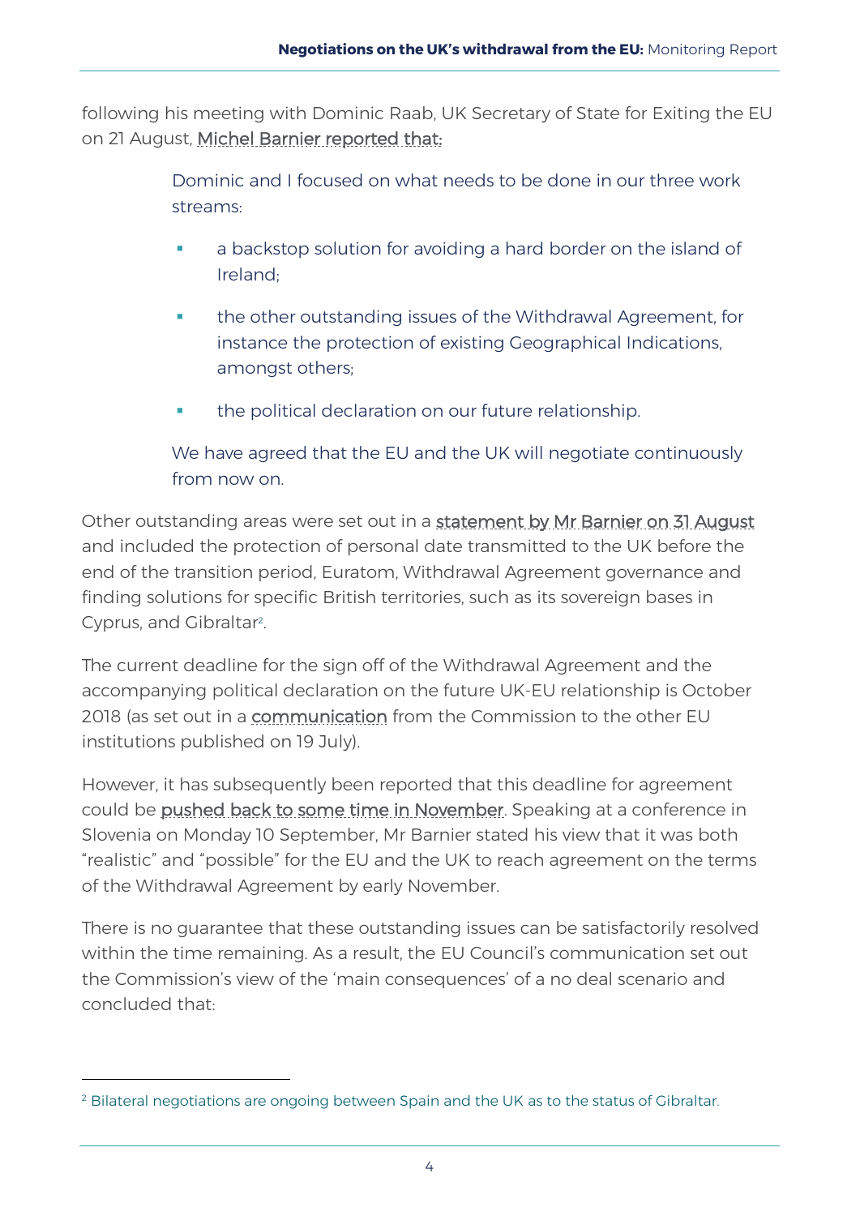following his meeting with Dominic Raab, UK Secretary of State for Exiting the EU on 21 August, Michel Barnier reported that:

> Dominic and I focused on what needs to be done in our three work streams:
>
> - a backstop solution for avoiding a hard border on the island of Ireland;
> - the other outstanding issues of the Withdrawal Agreement, for instance the protection of existing Geographical Indications, amongst others;
> - the political declaration on our future relationship.
>
> We have agreed that the EU and the UK will negotiate continuously from now on.

Other outstanding areas were set out in a statement by Mr Barnier on 31 August and included the protection of personal date transmitted to the UK before the end of the transition period, Euratom, Withdrawal Agreement governance and finding solutions for specific British territories, such as its sovereign bases in Cyprus, and Gibraltar[2].

The current deadline for the sign off of the Withdrawal Agreement and the accompanying political declaration on the future UK-EU relationship is October 2018 (as set out in a communication from the Commission to the other EU institutions published on 19 July).

However, it has subsequently been reported that this deadline for agreement could be pushed back to some time in November. Speaking at a conference in Slovenia on Monday 10 September, Mr Barnier stated his view that it was both "realistic" and "possible" for the EU and the UK to reach agreement on the terms of the Withdrawal Agreement by early November.

There is no guarantee that these outstanding issues can be satisfactorily resolved within the time remaining. As a result, the EU Council's communication set out the Commission's view of the 'main consequences' of a no deal scenario and concluded that:

---

[2] Bilateral negotiations are ongoing between Spain and the UK as to the status of Gibraltar.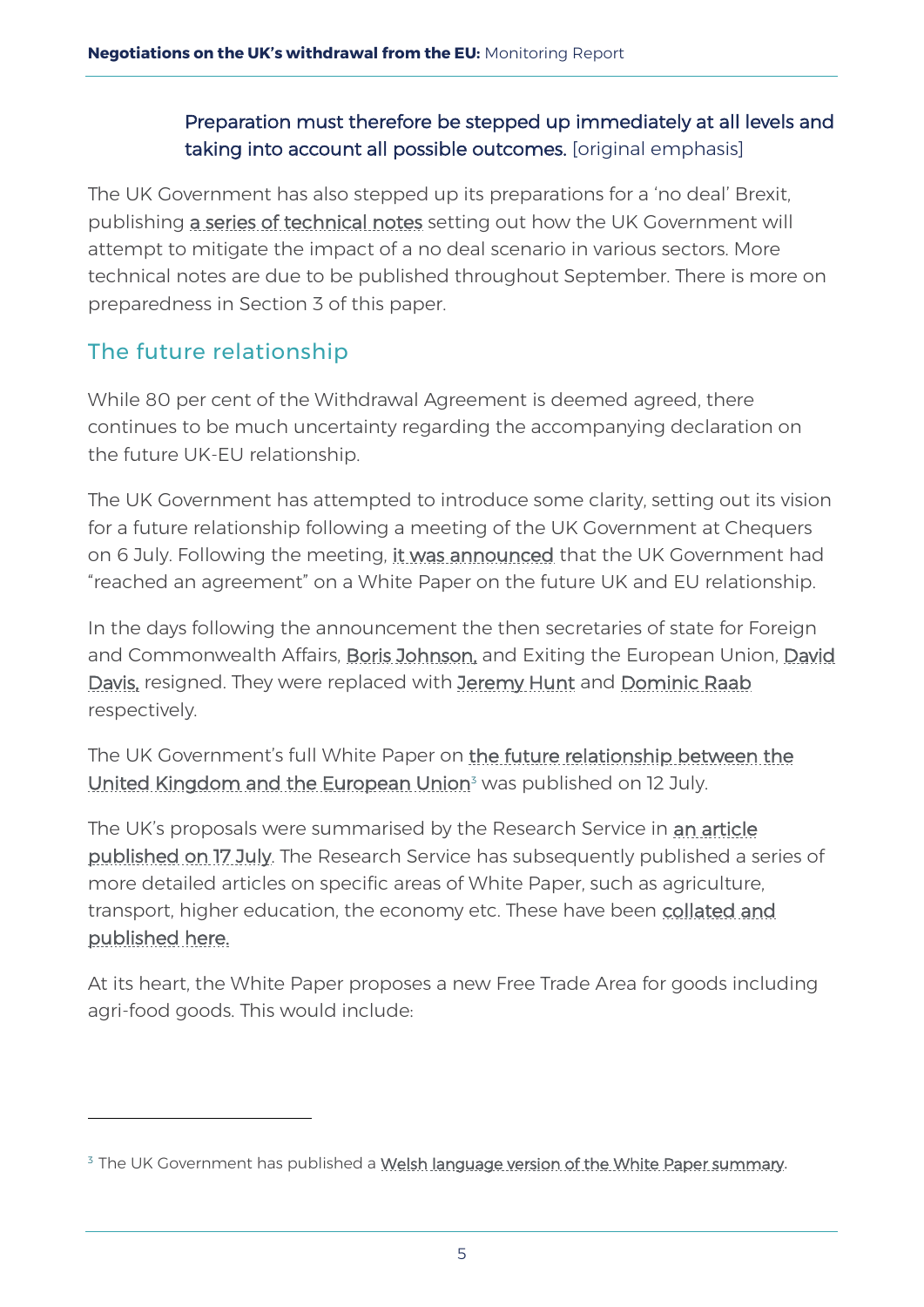> Preparation must therefore be stepped up immediately at all levels and taking into account all possible outcomes. [original emphasis]

The UK Government has also stepped up its preparations for a 'no deal' Brexit, publishing a series of technical notes setting out how the UK Government will attempt to mitigate the impact of a no deal scenario in various sectors. More technical notes are due to be published throughout September. There is more on preparedness in Section 3 of this paper.

## The future relationship

While 80 per cent of the Withdrawal Agreement is deemed agreed, there continues to be much uncertainty regarding the accompanying declaration on the future UK-EU relationship.

The UK Government has attempted to introduce some clarity, setting out its vision for a future relationship following a meeting of the UK Government at Chequers on 6 July. Following the meeting, it was announced that the UK Government had "reached an agreement" on a White Paper on the future UK and EU relationship.

In the days following the announcement the then secretaries of state for Foreign and Commonwealth Affairs, Boris Johnson, and Exiting the European Union, David Davis, resigned. They were replaced with Jeremy Hunt and Dominic Raab respectively.

The UK Government's full White Paper on the future relationship between the United Kingdom and the European Union[3] was published on 12 July.

The UK's proposals were summarised by the Research Service in an article published on 17 July. The Research Service has subsequently published a series of more detailed articles on specific areas of White Paper, such as agriculture, transport, higher education, the economy etc. These have been collated and published here.

At its heart, the White Paper proposes a new Free Trade Area for goods including agri-food goods. This would include:

[3] The UK Government has published a Welsh language version of the White Paper summary.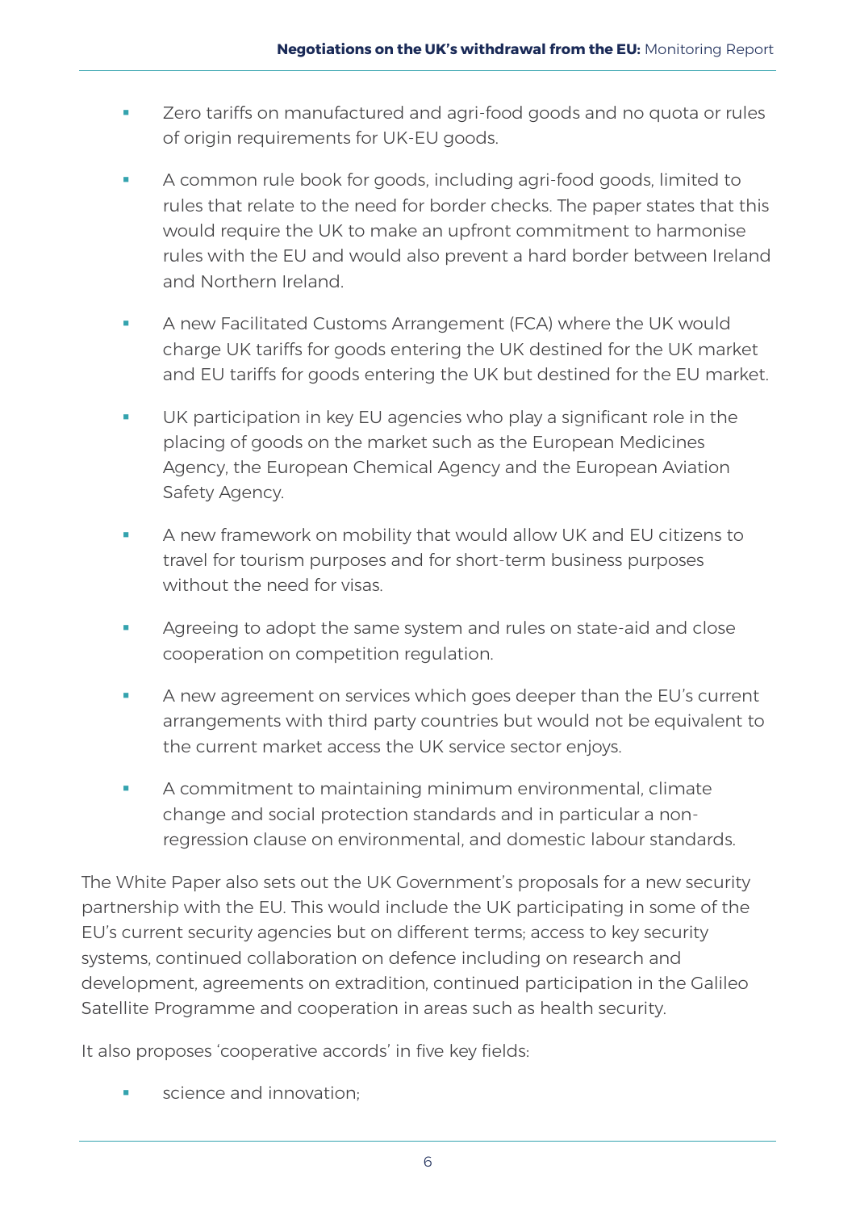- Zero tariffs on manufactured and agri-food goods and no quota or rules of origin requirements for UK-EU goods.
- A common rule book for goods, including agri-food goods, limited to rules that relate to the need for border checks. The paper states that this would require the UK to make an upfront commitment to harmonise rules with the EU and would also prevent a hard border between Ireland and Northern Ireland.
- A new Facilitated Customs Arrangement (FCA) where the UK would charge UK tariffs for goods entering the UK destined for the UK market and EU tariffs for goods entering the UK but destined for the EU market.
- UK participation in key EU agencies who play a significant role in the placing of goods on the market such as the European Medicines Agency, the European Chemical Agency and the European Aviation Safety Agency.
- A new framework on mobility that would allow UK and EU citizens to travel for tourism purposes and for short-term business purposes without the need for visas.
- Agreeing to adopt the same system and rules on state-aid and close cooperation on competition regulation.
- A new agreement on services which goes deeper than the EU's current arrangements with third party countries but would not be equivalent to the current market access the UK service sector enjoys.
- A commitment to maintaining minimum environmental, climate change and social protection standards and in particular a non-regression clause on environmental, and domestic labour standards.

The White Paper also sets out the UK Government's proposals for a new security partnership with the EU. This would include the UK participating in some of the EU's current security agencies but on different terms; access to key security systems, continued collaboration on defence including on research and development, agreements on extradition, continued participation in the Galileo Satellite Programme and cooperation in areas such as health security.

It also proposes 'cooperative accords' in five key fields:

- science and innovation;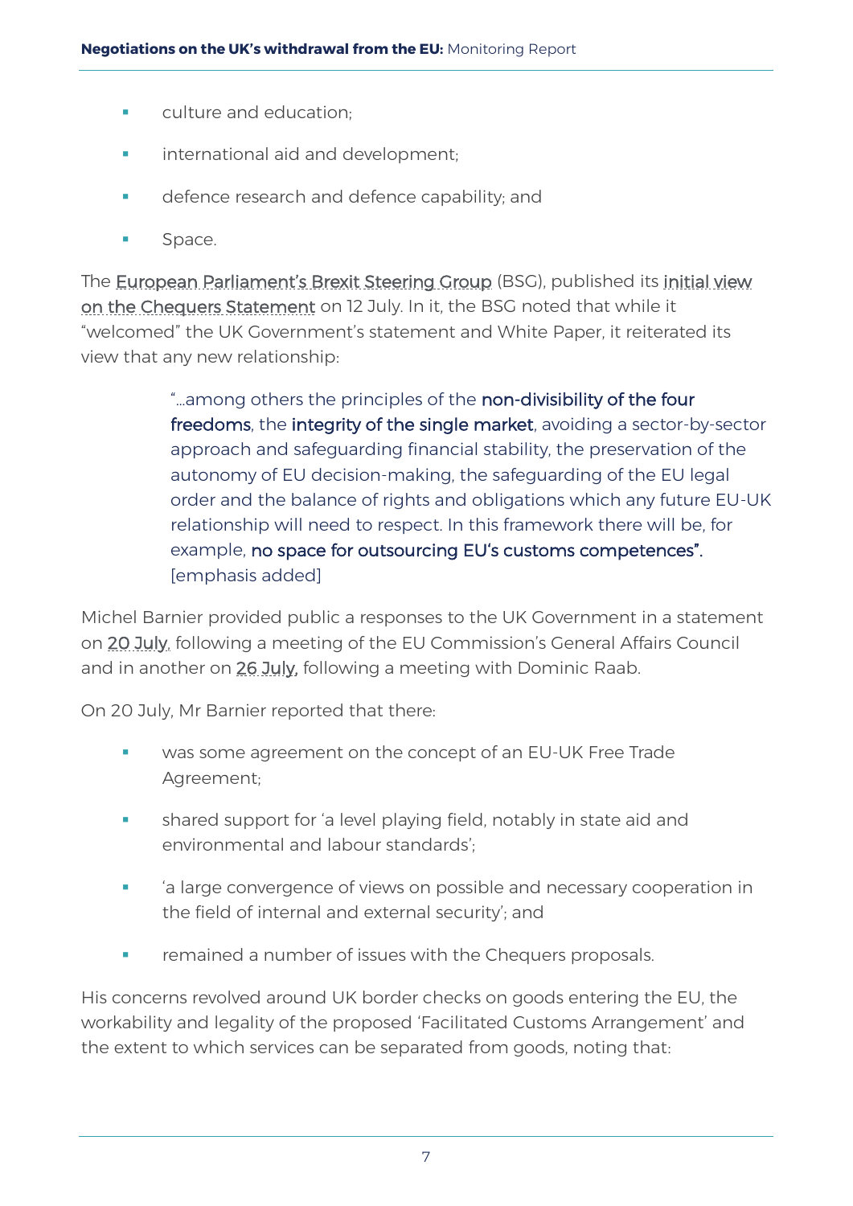- culture and education;
- international aid and development;
- defence research and defence capability; and
- Space.

The European Parliament's Brexit Steering Group (BSG), published its initial view on the Chequers Statement on 12 July. In it, the BSG noted that while it "welcomed" the UK Government's statement and White Paper, it reiterated its view that any new relationship:

> "…among others the principles of the **non-divisibility of the four freedoms**, the **integrity of the single market**, avoiding a sector-by-sector approach and safeguarding financial stability, the preservation of the autonomy of EU decision-making, the safeguarding of the EU legal order and the balance of rights and obligations which any future EU-UK relationship will need to respect. In this framework there will be, for example, **no space for outsourcing EU's customs competences".** [emphasis added]

Michel Barnier provided public a responses to the UK Government in a statement on 20 July, following a meeting of the EU Commission's General Affairs Council and in another on 26 July, following a meeting with Dominic Raab.

On 20 July, Mr Barnier reported that there:

- was some agreement on the concept of an EU-UK Free Trade Agreement;
- shared support for 'a level playing field, notably in state aid and environmental and labour standards';
- 'a large convergence of views on possible and necessary cooperation in the field of internal and external security'; and
- remained a number of issues with the Chequers proposals.

His concerns revolved around UK border checks on goods entering the EU, the workability and legality of the proposed 'Facilitated Customs Arrangement' and the extent to which services can be separated from goods, noting that: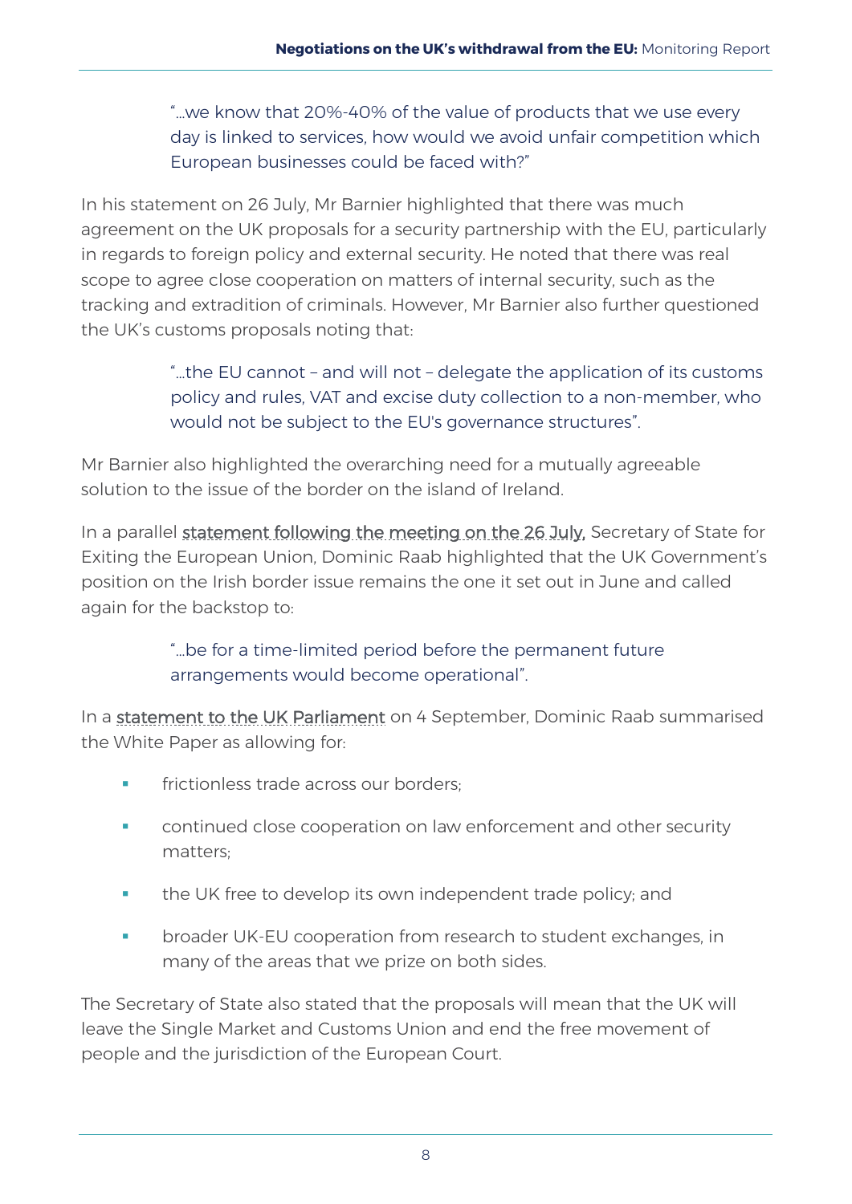> "…we know that 20%-40% of the value of products that we use every day is linked to services, how would we avoid unfair competition which European businesses could be faced with?"

In his statement on 26 July, Mr Barnier highlighted that there was much agreement on the UK proposals for a security partnership with the EU, particularly in regards to foreign policy and external security. He noted that there was real scope to agree close cooperation on matters of internal security, such as the tracking and extradition of criminals. However, Mr Barnier also further questioned the UK's customs proposals noting that:

> "…the EU cannot – and will not – delegate the application of its customs policy and rules, VAT and excise duty collection to a non-member, who would not be subject to the EU's governance structures".

Mr Barnier also highlighted the overarching need for a mutually agreeable solution to the issue of the border on the island of Ireland.

In a parallel statement following the meeting on the 26 July, Secretary of State for Exiting the European Union, Dominic Raab highlighted that the UK Government's position on the Irish border issue remains the one it set out in June and called again for the backstop to:

> "…be for a time-limited period before the permanent future arrangements would become operational".

In a statement to the UK Parliament on 4 September, Dominic Raab summarised the White Paper as allowing for:

- frictionless trade across our borders;
- continued close cooperation on law enforcement and other security matters;
- the UK free to develop its own independent trade policy; and
- broader UK-EU cooperation from research to student exchanges, in many of the areas that we prize on both sides.

The Secretary of State also stated that the proposals will mean that the UK will leave the Single Market and Customs Union and end the free movement of people and the jurisdiction of the European Court.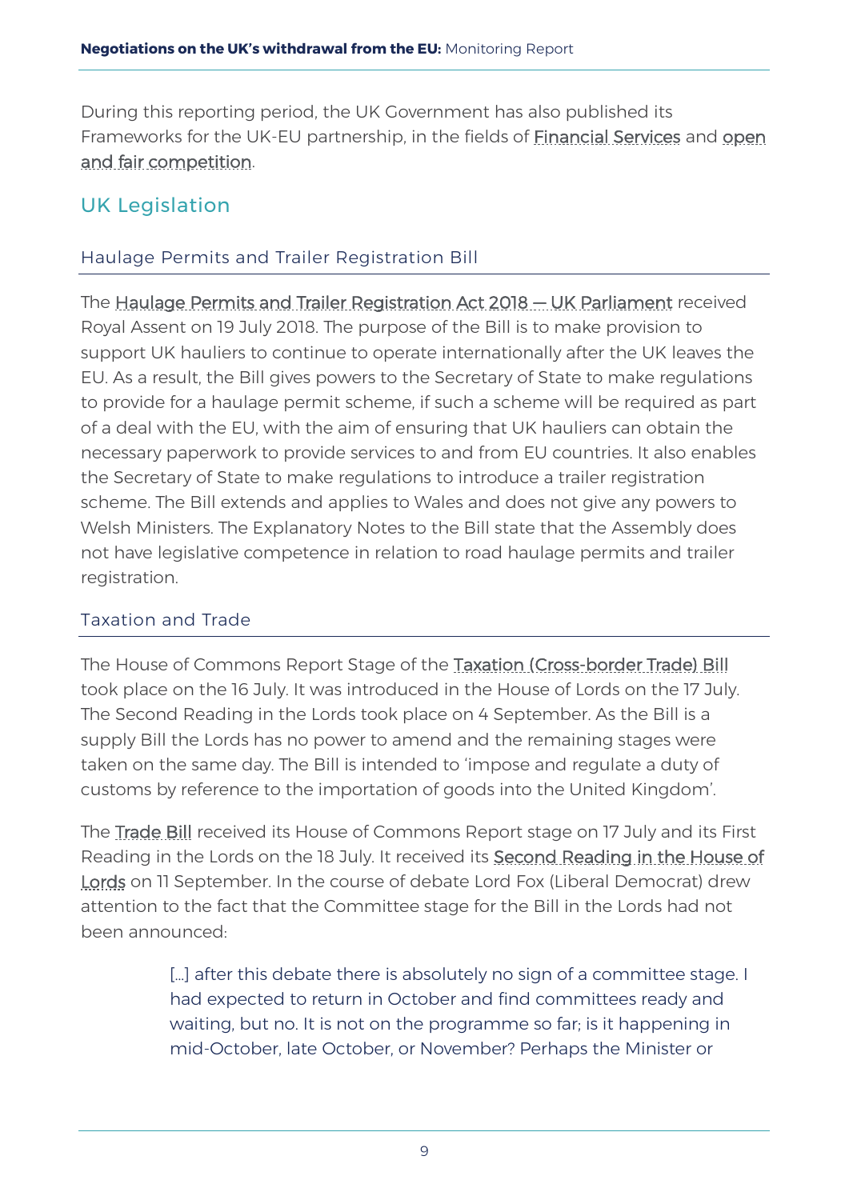During this reporting period, the UK Government has also published its Frameworks for the UK-EU partnership, in the fields of Financial Services and open and fair competition.

## UK Legislation

### Haulage Permits and Trailer Registration Bill

The Haulage Permits and Trailer Registration Act 2018 — UK Parliament received Royal Assent on 19 July 2018. The purpose of the Bill is to make provision to support UK hauliers to continue to operate internationally after the UK leaves the EU. As a result, the Bill gives powers to the Secretary of State to make regulations to provide for a haulage permit scheme, if such a scheme will be required as part of a deal with the EU, with the aim of ensuring that UK hauliers can obtain the necessary paperwork to provide services to and from EU countries. It also enables the Secretary of State to make regulations to introduce a trailer registration scheme. The Bill extends and applies to Wales and does not give any powers to Welsh Ministers. The Explanatory Notes to the Bill state that the Assembly does not have legislative competence in relation to road haulage permits and trailer registration.

### Taxation and Trade

The House of Commons Report Stage of the Taxation (Cross-border Trade) Bill took place on the 16 July. It was introduced in the House of Lords on the 17 July. The Second Reading in the Lords took place on 4 September. As the Bill is a supply Bill the Lords has no power to amend and the remaining stages were taken on the same day. The Bill is intended to 'impose and regulate a duty of customs by reference to the importation of goods into the United Kingdom'.

The Trade Bill received its House of Commons Report stage on 17 July and its First Reading in the Lords on the 18 July. It received its Second Reading in the House of Lords on 11 September. In the course of debate Lord Fox (Liberal Democrat) drew attention to the fact that the Committee stage for the Bill in the Lords had not been announced:

> […] after this debate there is absolutely no sign of a committee stage. I had expected to return in October and find committees ready and waiting, but no. It is not on the programme so far; is it happening in mid-October, late October, or November? Perhaps the Minister or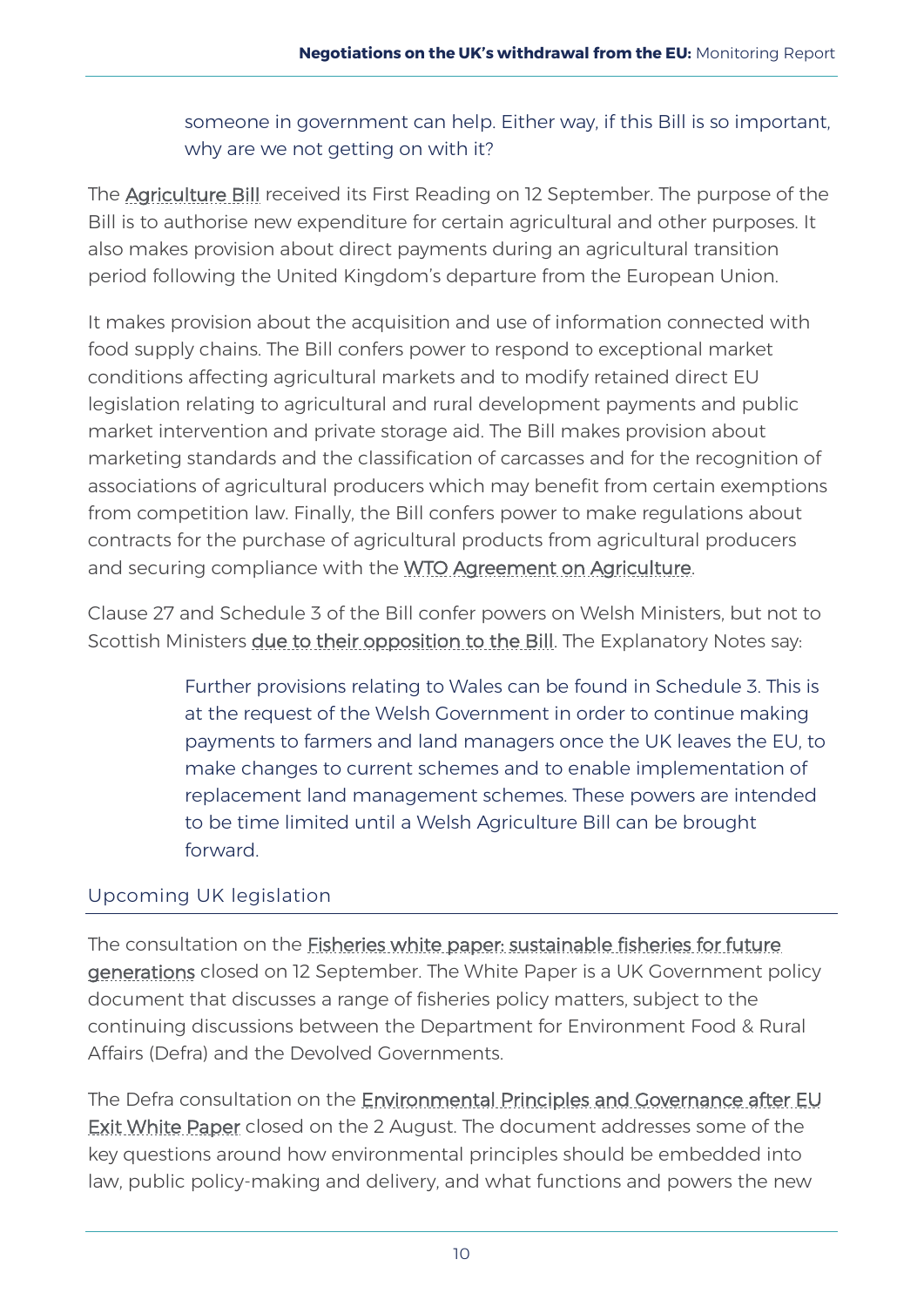> someone in government can help. Either way, if this Bill is so important, why are we not getting on with it?

The Agriculture Bill received its First Reading on 12 September. The purpose of the Bill is to authorise new expenditure for certain agricultural and other purposes. It also makes provision about direct payments during an agricultural transition period following the United Kingdom's departure from the European Union.

It makes provision about the acquisition and use of information connected with food supply chains. The Bill confers power to respond to exceptional market conditions affecting agricultural markets and to modify retained direct EU legislation relating to agricultural and rural development payments and public market intervention and private storage aid. The Bill makes provision about marketing standards and the classification of carcasses and for the recognition of associations of agricultural producers which may benefit from certain exemptions from competition law. Finally, the Bill confers power to make regulations about contracts for the purchase of agricultural products from agricultural producers and securing compliance with the WTO Agreement on Agriculture.

Clause 27 and Schedule 3 of the Bill confer powers on Welsh Ministers, but not to Scottish Ministers due to their opposition to the Bill. The Explanatory Notes say:

> Further provisions relating to Wales can be found in Schedule 3. This is at the request of the Welsh Government in order to continue making payments to farmers and land managers once the UK leaves the EU, to make changes to current schemes and to enable implementation of replacement land management schemes. These powers are intended to be time limited until a Welsh Agriculture Bill can be brought forward.

## Upcoming UK legislation

The consultation on the Fisheries white paper: sustainable fisheries for future generations closed on 12 September. The White Paper is a UK Government policy document that discusses a range of fisheries policy matters, subject to the continuing discussions between the Department for Environment Food & Rural Affairs (Defra) and the Devolved Governments.

The Defra consultation on the Environmental Principles and Governance after EU Exit White Paper closed on the 2 August. The document addresses some of the key questions around how environmental principles should be embedded into law, public policy-making and delivery, and what functions and powers the new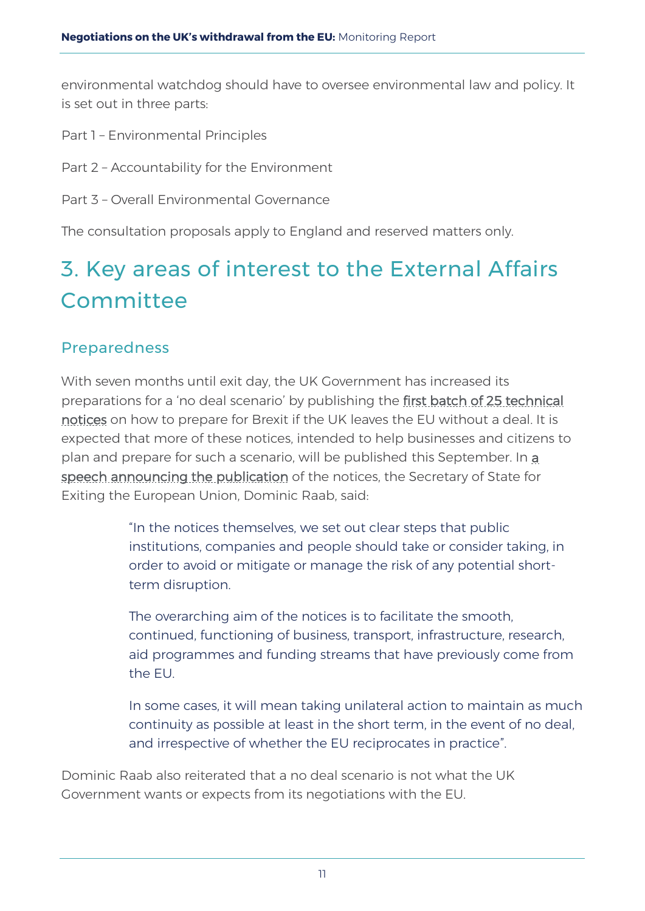environmental watchdog should have to oversee environmental law and policy. It is set out in three parts:

Part 1 – Environmental Principles

Part 2 – Accountability for the Environment

Part 3 – Overall Environmental Governance

The consultation proposals apply to England and reserved matters only.

# 3. Key areas of interest to the External Affairs Committee

## Preparedness

With seven months until exit day, the UK Government has increased its preparations for a 'no deal scenario' by publishing the first batch of 25 technical notices on how to prepare for Brexit if the UK leaves the EU without a deal. It is expected that more of these notices, intended to help businesses and citizens to plan and prepare for such a scenario, will be published this September. In a speech announcing the publication of the notices, the Secretary of State for Exiting the European Union, Dominic Raab, said:

> "In the notices themselves, we set out clear steps that public institutions, companies and people should take or consider taking, in order to avoid or mitigate or manage the risk of any potential short-term disruption.
>
> The overarching aim of the notices is to facilitate the smooth, continued, functioning of business, transport, infrastructure, research, aid programmes and funding streams that have previously come from the EU.
>
> In some cases, it will mean taking unilateral action to maintain as much continuity as possible at least in the short term, in the event of no deal, and irrespective of whether the EU reciprocates in practice".

Dominic Raab also reiterated that a no deal scenario is not what the UK Government wants or expects from its negotiations with the EU.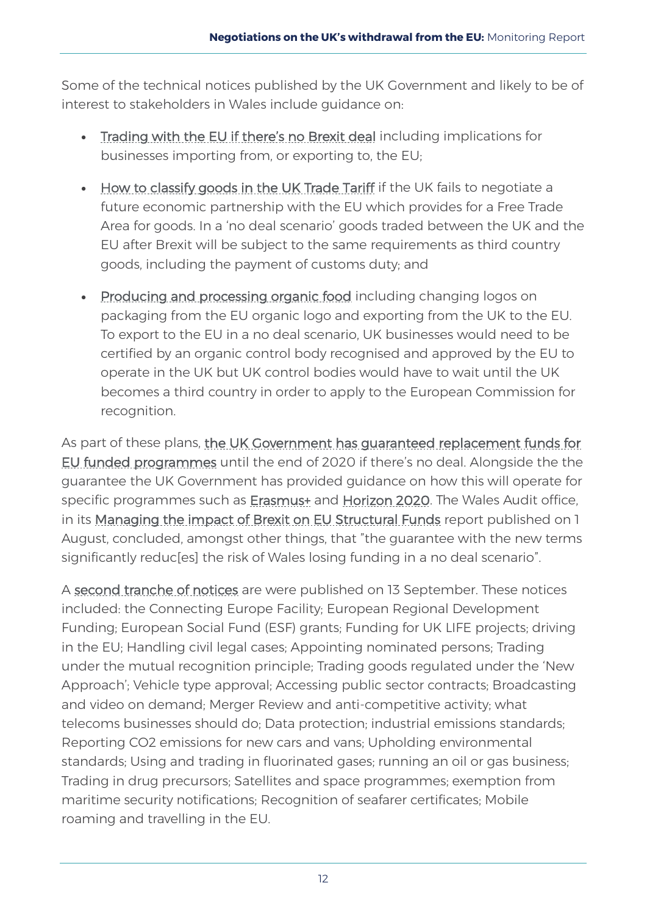Some of the technical notices published by the UK Government and likely to be of interest to stakeholders in Wales include guidance on:

- Trading with the EU if there's no Brexit deal including implications for businesses importing from, or exporting to, the EU;
- How to classify goods in the UK Trade Tariff if the UK fails to negotiate a future economic partnership with the EU which provides for a Free Trade Area for goods. In a 'no deal scenario' goods traded between the UK and the EU after Brexit will be subject to the same requirements as third country goods, including the payment of customs duty; and
- Producing and processing organic food including changing logos on packaging from the EU organic logo and exporting from the UK to the EU. To export to the EU in a no deal scenario, UK businesses would need to be certified by an organic control body recognised and approved by the EU to operate in the UK but UK control bodies would have to wait until the UK becomes a third country in order to apply to the European Commission for recognition.

As part of these plans, the UK Government has guaranteed replacement funds for EU funded programmes until the end of 2020 if there's no deal. Alongside the the guarantee the UK Government has provided guidance on how this will operate for specific programmes such as Erasmus+ and Horizon 2020. The Wales Audit office, in its Managing the impact of Brexit on EU Structural Funds report published on 1 August, concluded, amongst other things, that "the guarantee with the new terms significantly reduc[es] the risk of Wales losing funding in a no deal scenario".

A second tranche of notices are were published on 13 September. These notices included: the Connecting Europe Facility; European Regional Development Funding; European Social Fund (ESF) grants; Funding for UK LIFE projects; driving in the EU; Handling civil legal cases; Appointing nominated persons; Trading under the mutual recognition principle; Trading goods regulated under the 'New Approach'; Vehicle type approval; Accessing public sector contracts; Broadcasting and video on demand; Merger Review and anti-competitive activity; what telecoms businesses should do; Data protection; industrial emissions standards; Reporting CO2 emissions for new cars and vans; Upholding environmental standards; Using and trading in fluorinated gases; running an oil or gas business; Trading in drug precursors; Satellites and space programmes; exemption from maritime security notifications; Recognition of seafarer certificates; Mobile roaming and travelling in the EU.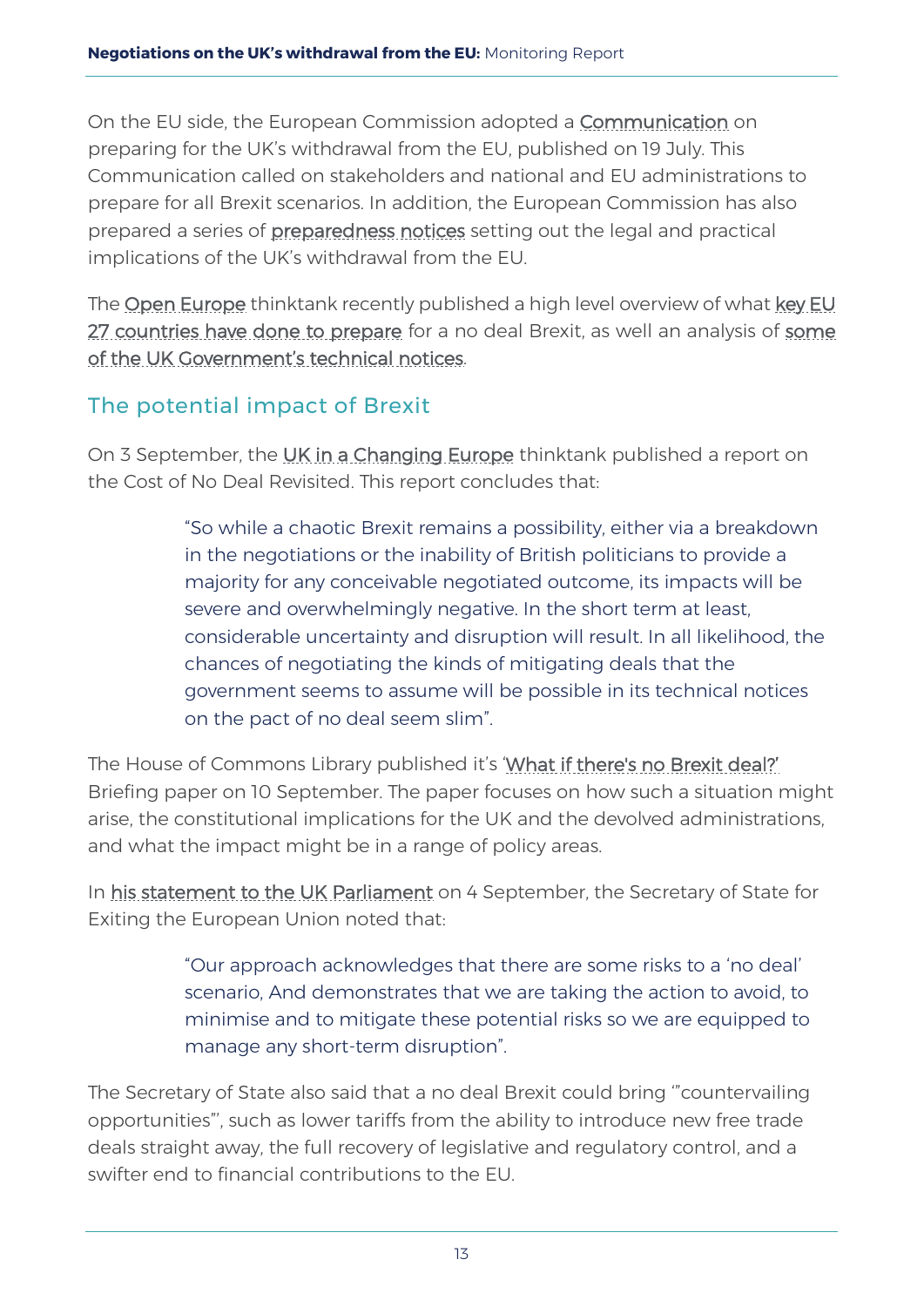On the EU side, the European Commission adopted a Communication on preparing for the UK's withdrawal from the EU, published on 19 July. This Communication called on stakeholders and national and EU administrations to prepare for all Brexit scenarios. In addition, the European Commission has also prepared a series of preparedness notices setting out the legal and practical implications of the UK's withdrawal from the EU.

The Open Europe thinktank recently published a high level overview of what key EU 27 countries have done to prepare for a no deal Brexit, as well an analysis of some of the UK Government's technical notices.

## The potential impact of Brexit

On 3 September, the UK in a Changing Europe thinktank published a report on the Cost of No Deal Revisited. This report concludes that:

> "So while a chaotic Brexit remains a possibility, either via a breakdown in the negotiations or the inability of British politicians to provide a majority for any conceivable negotiated outcome, its impacts will be severe and overwhelmingly negative. In the short term at least, considerable uncertainty and disruption will result. In all likelihood, the chances of negotiating the kinds of mitigating deals that the government seems to assume will be possible in its technical notices on the pact of no deal seem slim".

The House of Commons Library published it's 'What if there's no Brexit deal?' Briefing paper on 10 September. The paper focuses on how such a situation might arise, the constitutional implications for the UK and the devolved administrations, and what the impact might be in a range of policy areas.

In his statement to the UK Parliament on 4 September, the Secretary of State for Exiting the European Union noted that:

> "Our approach acknowledges that there are some risks to a 'no deal' scenario, And demonstrates that we are taking the action to avoid, to minimise and to mitigate these potential risks so we are equipped to manage any short-term disruption".

The Secretary of State also said that a no deal Brexit could bring '"countervailing opportunities"', such as lower tariffs from the ability to introduce new free trade deals straight away, the full recovery of legislative and regulatory control, and a swifter end to financial contributions to the EU.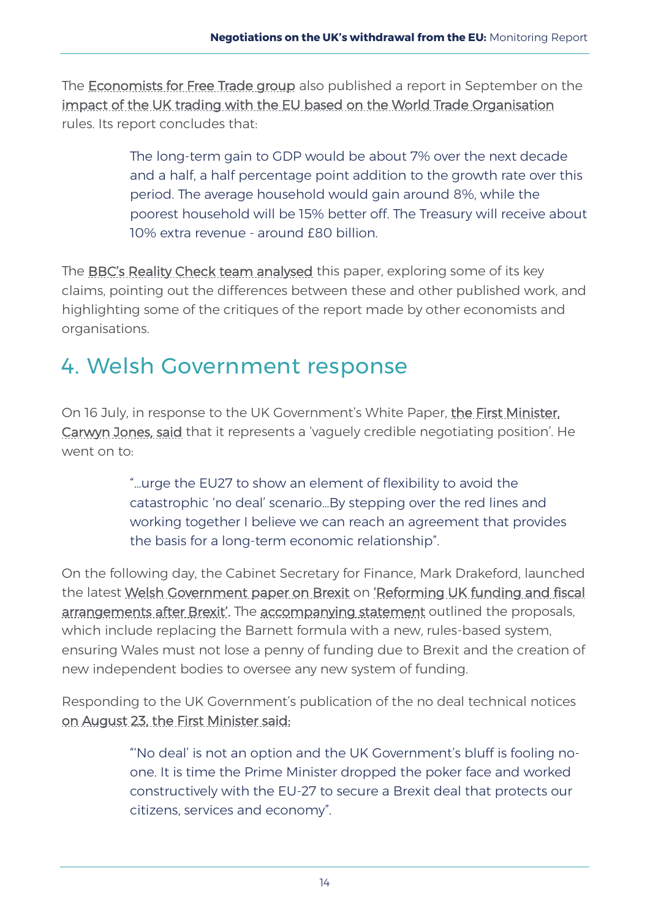The Economists for Free Trade group also published a report in September on the impact of the UK trading with the EU based on the World Trade Organisation rules. Its report concludes that:

> The long-term gain to GDP would be about 7% over the next decade and a half, a half percentage point addition to the growth rate over this period. The average household would gain around 8%, while the poorest household will be 15% better off. The Treasury will receive about 10% extra revenue - around £80 billion.

The BBC's Reality Check team analysed this paper, exploring some of its key claims, pointing out the differences between these and other published work, and highlighting some of the critiques of the report made by other economists and organisations.

## 4. Welsh Government response

On 16 July, in response to the UK Government's White Paper, the First Minister, Carwyn Jones, said that it represents a 'vaguely credible negotiating position'. He went on to:

> "…urge the EU27 to show an element of flexibility to avoid the catastrophic 'no deal' scenario…By stepping over the red lines and working together I believe we can reach an agreement that provides the basis for a long-term economic relationship".

On the following day, the Cabinet Secretary for Finance, Mark Drakeford, launched the latest Welsh Government paper on Brexit on 'Reforming UK funding and fiscal arrangements after Brexit'. The accompanying statement outlined the proposals, which include replacing the Barnett formula with a new, rules-based system, ensuring Wales must not lose a penny of funding due to Brexit and the creation of new independent bodies to oversee any new system of funding.

Responding to the UK Government's publication of the no deal technical notices on August 23, the First Minister said:

> "'No deal' is not an option and the UK Government's bluff is fooling no-one. It is time the Prime Minister dropped the poker face and worked constructively with the EU-27 to secure a Brexit deal that protects our citizens, services and economy".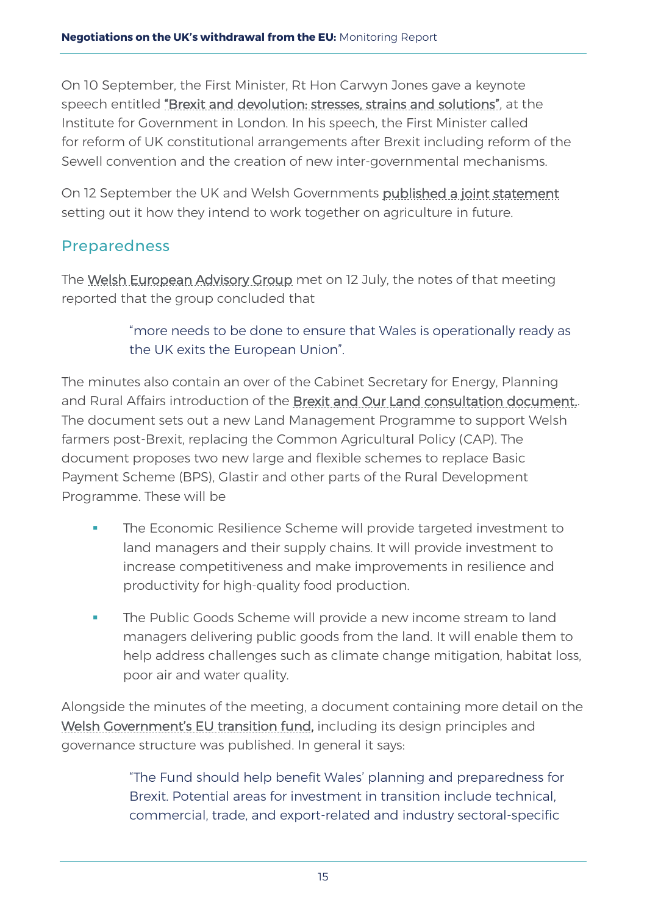On 10 September, the First Minister, Rt Hon Carwyn Jones gave a keynote speech entitled "Brexit and devolution: stresses, strains and solutions", at the Institute for Government in London. In his speech, the First Minister called for reform of UK constitutional arrangements after Brexit including reform of the Sewell convention and the creation of new inter-governmental mechanisms.

On 12 September the UK and Welsh Governments published a joint statement setting out it how they intend to work together on agriculture in future.

## Preparedness

The Welsh European Advisory Group met on 12 July, the notes of that meeting reported that the group concluded that

> "more needs to be done to ensure that Wales is operationally ready as the UK exits the European Union".

The minutes also contain an over of the Cabinet Secretary for Energy, Planning and Rural Affairs introduction of the Brexit and Our Land consultation document.. The document sets out a new Land Management Programme to support Welsh farmers post-Brexit, replacing the Common Agricultural Policy (CAP). The document proposes two new large and flexible schemes to replace Basic Payment Scheme (BPS), Glastir and other parts of the Rural Development Programme. These will be

- The Economic Resilience Scheme will provide targeted investment to land managers and their supply chains. It will provide investment to increase competitiveness and make improvements in resilience and productivity for high-quality food production.
- The Public Goods Scheme will provide a new income stream to land managers delivering public goods from the land. It will enable them to help address challenges such as climate change mitigation, habitat loss, poor air and water quality.

Alongside the minutes of the meeting, a document containing more detail on the Welsh Government's EU transition fund, including its design principles and governance structure was published. In general it says:

> "The Fund should help benefit Wales' planning and preparedness for Brexit. Potential areas for investment in transition include technical, commercial, trade, and export-related and industry sectoral-specific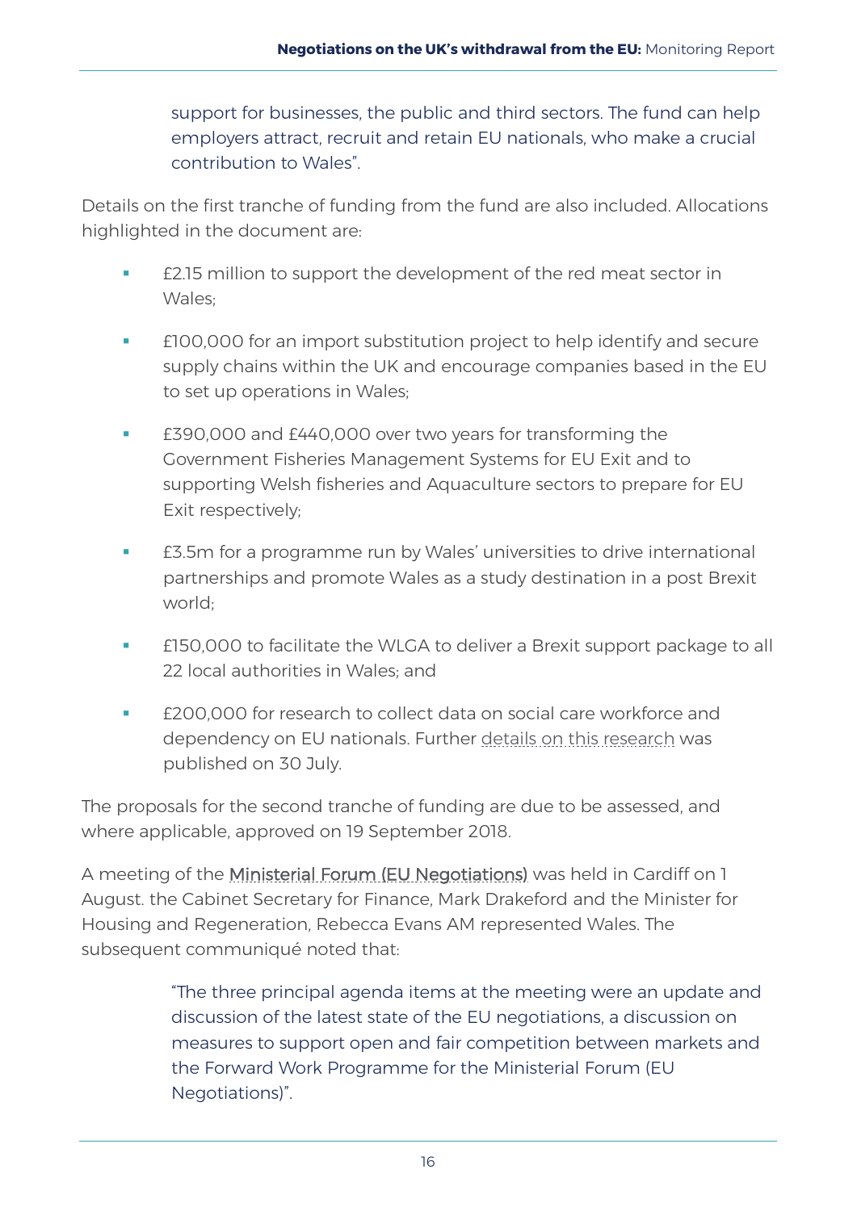support for businesses, the public and third sectors. The fund can help employers attract, recruit and retain EU nationals, who make a crucial contribution to Wales".

Details on the first tranche of funding from the fund are also included. Allocations highlighted in the document are:

- £2.15 million to support the development of the red meat sector in Wales;
- £100,000 for an import substitution project to help identify and secure supply chains within the UK and encourage companies based in the EU to set up operations in Wales;
- £390,000 and £440,000 over two years for transforming the Government Fisheries Management Systems for EU Exit and to supporting Welsh fisheries and Aquaculture sectors to prepare for EU Exit respectively;
- £3.5m for a programme run by Wales' universities to drive international partnerships and promote Wales as a study destination in a post Brexit world;
- £150,000 to facilitate the WLGA to deliver a Brexit support package to all 22 local authorities in Wales; and
- £200,000 for research to collect data on social care workforce and dependency on EU nationals. Further details on this research was published on 30 July.

The proposals for the second tranche of funding are due to be assessed, and where applicable, approved on 19 September 2018.

A meeting of the Ministerial Forum (EU Negotiations) was held in Cardiff on 1 August. the Cabinet Secretary for Finance, Mark Drakeford and the Minister for Housing and Regeneration, Rebecca Evans AM represented Wales. The subsequent communiqué noted that:

> "The three principal agenda items at the meeting were an update and discussion of the latest state of the EU negotiations, a discussion on measures to support open and fair competition between markets and the Forward Work Programme for the Ministerial Forum (EU Negotiations)".